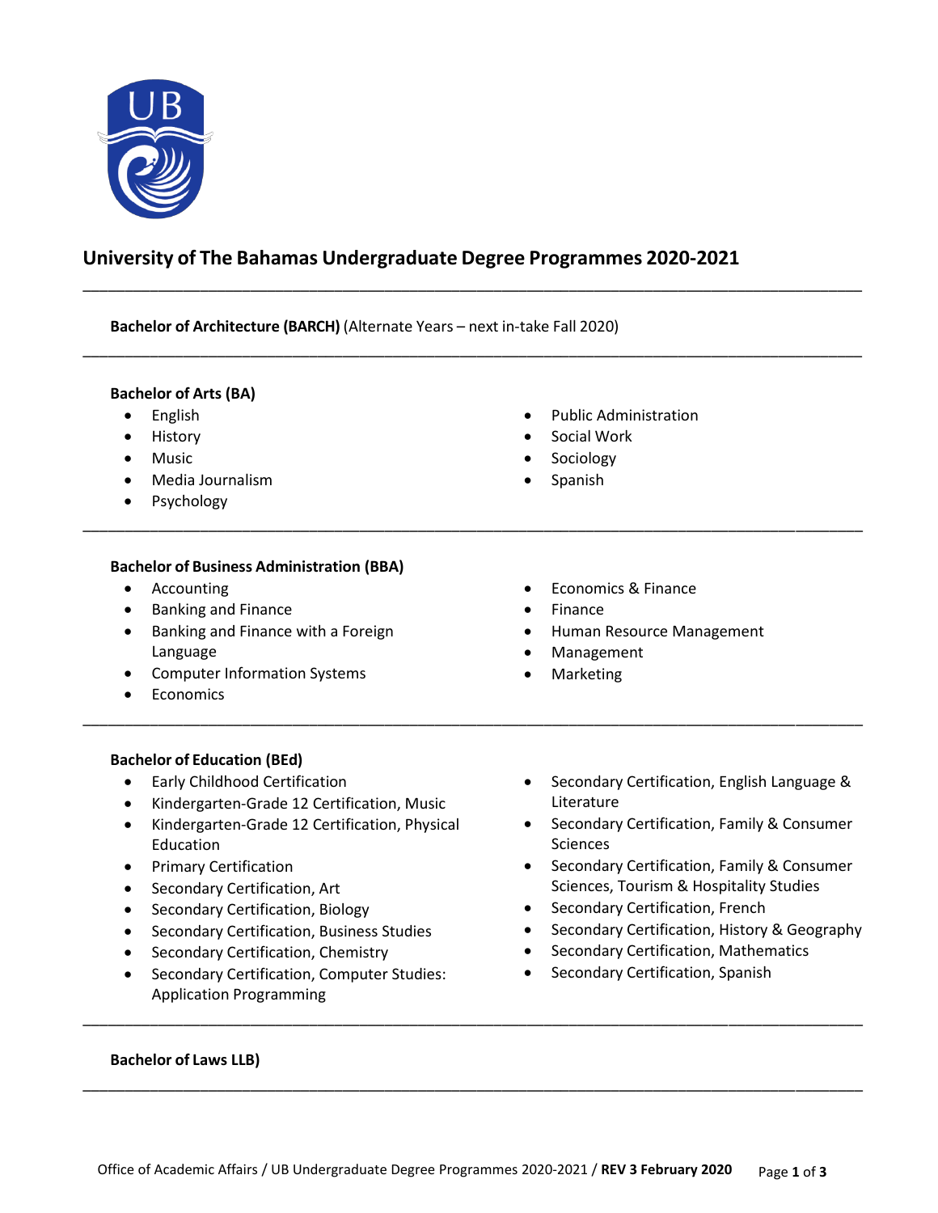# University of The Bahamas Undergraduate Degree Programmes 2020-2021

---

**Bachelor of Architecture (BARCH)** (Alternate Years – next in-take Fall 2020)

---

**Bachelor of Arts (BA)**

- English
- History
- Music
- Media Journalism
- Psychology
- Public Administration
- Social Work
- Sociology
- Spanish

---

**Bachelor of Business Administration (BBA)**

- Accounting
- Banking and Finance
- Banking and Finance with a Foreign Language
- Computer Information Systems
- Economics
- Economics & Finance
- Finance
- Human Resource Management
- Management
- Marketing

---

**Bachelor of Education (BEd)**

- Early Childhood Certification
- Kindergarten-Grade 12 Certification, Music
- Kindergarten-Grade 12 Certification, Physical Education
- Primary Certification
- Secondary Certification, Art
- Secondary Certification, Biology
- Secondary Certification, Business Studies
- Secondary Certification, Chemistry
- Secondary Certification, Computer Studies: Application Programming
- Secondary Certification, English Language & Literature
- Secondary Certification, Family & Consumer Sciences
- Secondary Certification, Family & Consumer Sciences, Tourism & Hospitality Studies
- Secondary Certification, French
- Secondary Certification, History & Geography
- Secondary Certification, Mathematics
- Secondary Certification, Spanish

---

**Bachelor of Laws LLB)**

---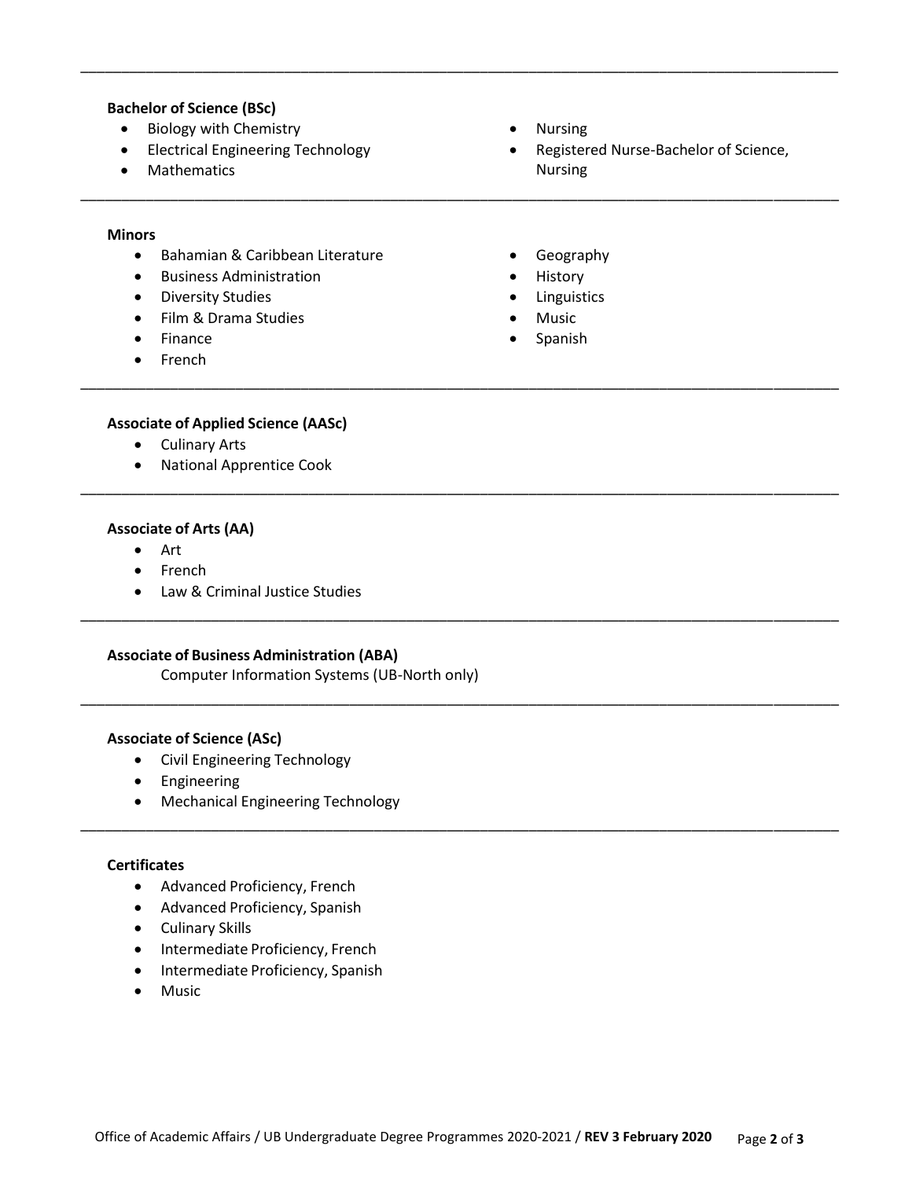**Bachelor of Science (BSc)**

- Biology with Chemistry
- Electrical Engineering Technology
- Mathematics
- Nursing
- Registered Nurse-Bachelor of Science, Nursing

**Minors**

- Bahamian & Caribbean Literature
- Business Administration
- Diversity Studies
- Film & Drama Studies
- Finance
- French
- Geography
- History
- Linguistics
- Music
- Spanish

**Associate of Applied Science (AASc)**

- Culinary Arts
- National Apprentice Cook

**Associate of Arts (AA)**

- Art
- French
- Law & Criminal Justice Studies

**Associate of Business Administration (ABA)**

Computer Information Systems (UB-North only)

**Associate of Science (ASc)**

- Civil Engineering Technology
- Engineering
- Mechanical Engineering Technology

**Certificates**

- Advanced Proficiency, French
- Advanced Proficiency, Spanish
- Culinary Skills
- Intermediate Proficiency, French
- Intermediate Proficiency, Spanish
- Music

Office of Academic Affairs / UB Undergraduate Degree Programmes 2020-2021 / **REV 3 February 2020**